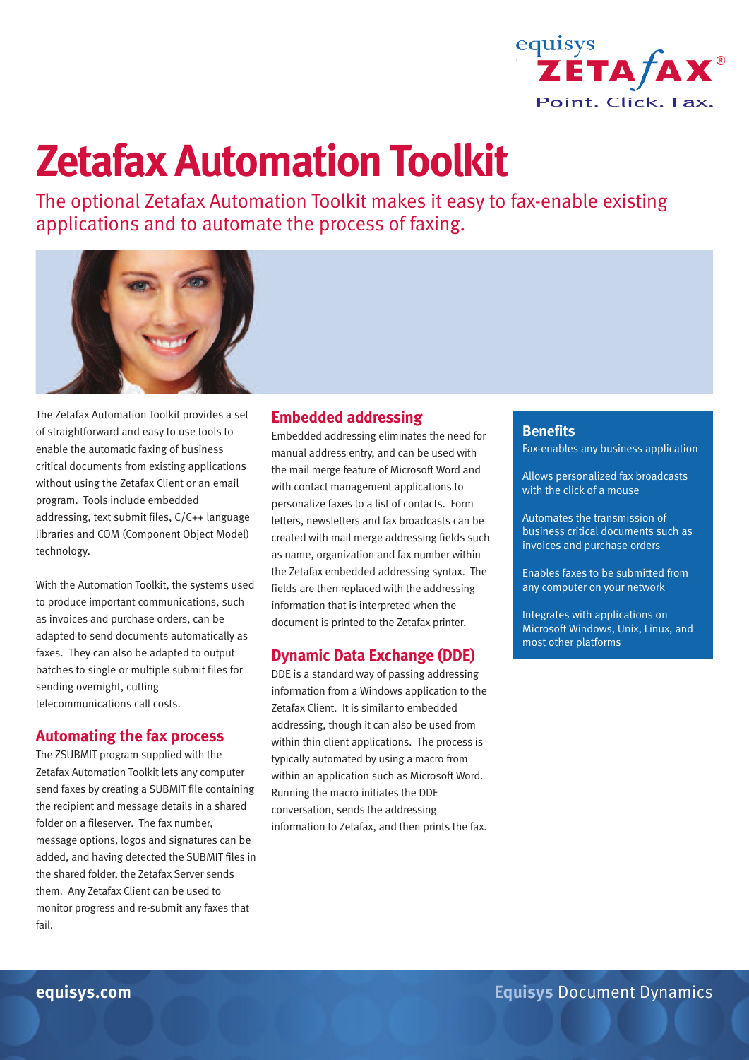# Zetafax Automation Toolkit

The optional Zetafax Automation Toolkit makes it easy to fax-enable existing applications and to automate the process of faxing.

The Zetafax Automation Toolkit provides a set of straightforward and easy to use tools to enable the automatic faxing of business critical documents from existing applications without using the Zetafax Client or an email program. Tools include embedded addressing, text submit files, C/C++ language libraries and COM (Component Object Model) technology.

With the Automation Toolkit, the systems used to produce important communications, such as invoices and purchase orders, can be adapted to send documents automatically as faxes. They can also be adapted to output batches to single or multiple submit files for sending overnight, cutting telecommunications call costs.

## Automating the fax process

The ZSUBMIT program supplied with the Zetafax Automation Toolkit lets any computer send faxes by creating a SUBMIT file containing the recipient and message details in a shared folder on a fileserver. The fax number, message options, logos and signatures can be added, and having detected the SUBMIT files in the shared folder, the Zetafax Server sends them. Any Zetafax Client can be used to monitor progress and re-submit any faxes that fail.

## Embedded addressing

Embedded addressing eliminates the need for manual address entry, and can be used with the mail merge feature of Microsoft Word and with contact management applications to personalize faxes to a list of contacts. Form letters, newsletters and fax broadcasts can be created with mail merge addressing fields such as name, organization and fax number within the Zetafax embedded addressing syntax. The fields are then replaced with the addressing information that is interpreted when the document is printed to the Zetafax printer.

## Dynamic Data Exchange (DDE)

DDE is a standard way of passing addressing information from a Windows application to the Zetafax Client. It is similar to embedded addressing, though it can also be used from within thin client applications. The process is typically automated by using a macro from within an application such as Microsoft Word. Running the macro initiates the DDE conversation, sends the addressing information to Zetafax, and then prints the fax.

## Benefits

Fax-enables any business application

Allows personalized fax broadcasts with the click of a mouse

Automates the transmission of business critical documents such as invoices and purchase orders

Enables faxes to be submitted from any computer on your network

Integrates with applications on Microsoft Windows, Unix, Linux, and most other platforms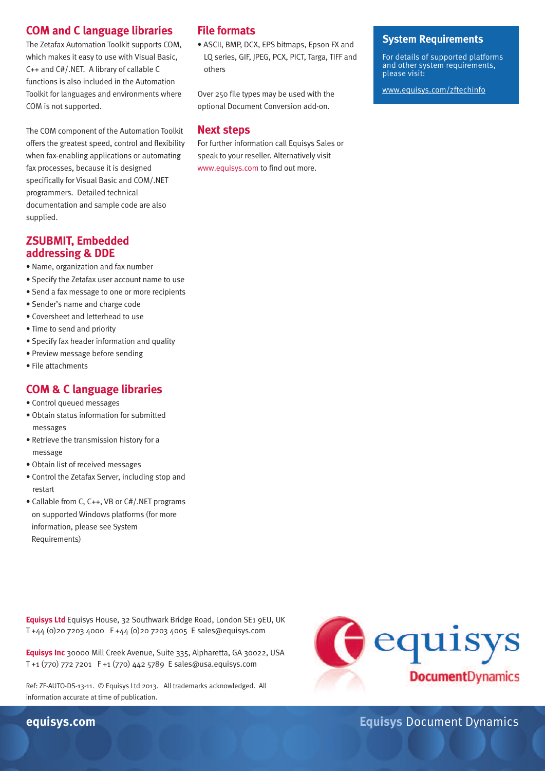## COM and C language libraries

The Zetafax Automation Toolkit supports COM, which makes it easy to use with Visual Basic, C++ and C#/.NET. A library of callable C functions is also included in the Automation Toolkit for languages and environments where COM is not supported.

The COM component of the Automation Toolkit offers the greatest speed, control and flexibility when fax-enabling applications or automating fax processes, because it is designed specifically for Visual Basic and COM/.NET programmers. Detailed technical documentation and sample code are also supplied.

## ZSUBMIT, Embedded addressing & DDE

- Name, organization and fax number
- Specify the Zetafax user account name to use
- Send a fax message to one or more recipients
- Sender's name and charge code
- Coversheet and letterhead to use
- Time to send and priority
- Specify fax header information and quality
- Preview message before sending
- File attachments

## COM & C language libraries

- Control queued messages
- Obtain status information for submitted messages
- Retrieve the transmission history for a message
- Obtain list of received messages
- Control the Zetafax Server, including stop and restart
- Callable from C, C++, VB or C#/.NET programs on supported Windows platforms (for more information, please see System Requirements)

## File formats

- ASCII, BMP, DCX, EPS bitmaps, Epson FX and LQ series, GIF, JPEG, PCX, PICT, Targa, TIFF and others

Over 250 file types may be used with the optional Document Conversion add-on.

## Next steps

For further information call Equisys Sales or speak to your reseller. Alternatively visit www.equisys.com to find out more.

## System Requirements

For details of supported platforms and other system requirements, please visit:

www.equisys.com/zftechinfo

**Equisys Ltd** Equisys House, 32 Southwark Bridge Road, London SE1 9EU, UK
T +44 (0)20 7203 4000 F +44 (0)20 7203 4005 E sales@equisys.com

**Equisys Inc** 30000 Mill Creek Avenue, Suite 335, Alpharetta, GA 30022, USA
T +1 (770) 772 7201 F +1 (770) 442 5789 E sales@usa.equisys.com

Ref: ZF-AUTO-DS-13-11. © Equisys Ltd 2013. All trademarks acknowledged. All information accurate at time of publication.

equisys DocumentDynamics

**equisys.com**

**Equisys** Document Dynamics